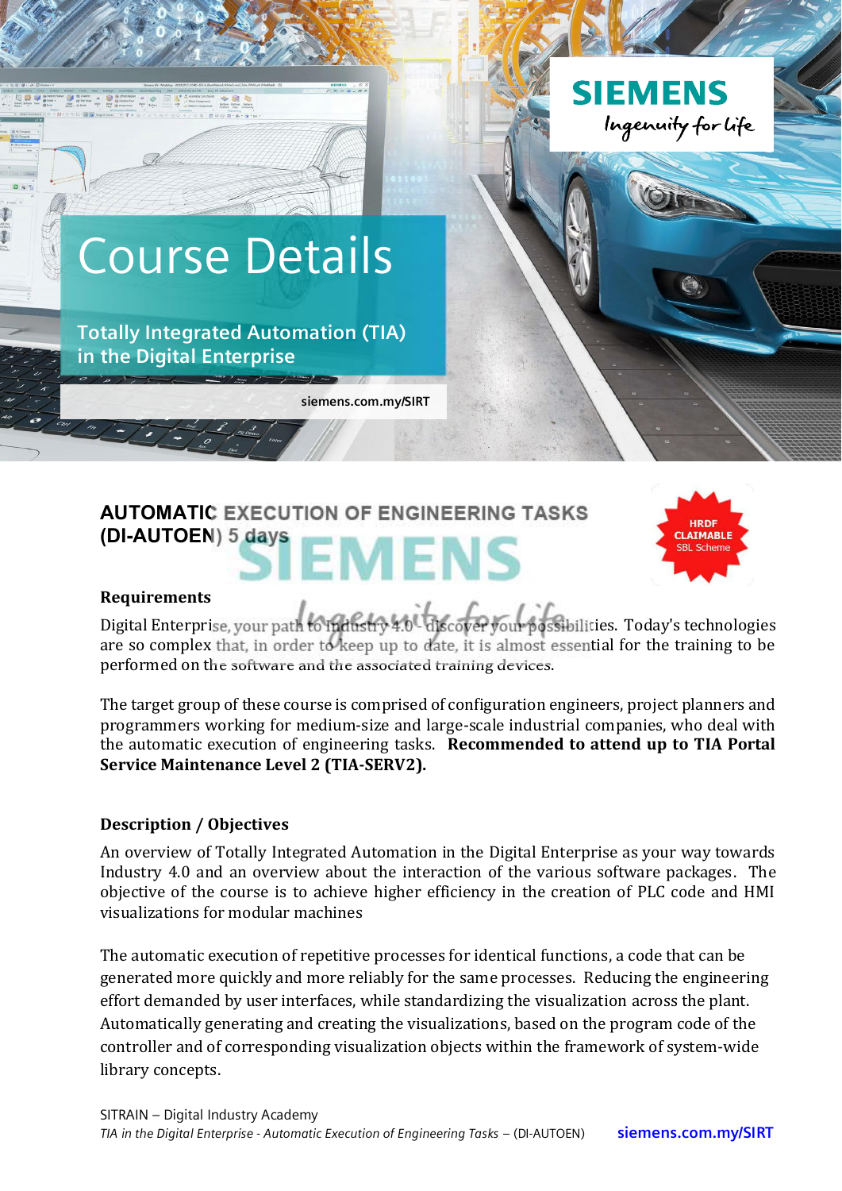# Course Details

## Totally Integrated Automation (TIA) in the Digital Enterprise

siemens.com.my/SIRT

## AUTOMATIC EXECUTION OF ENGINEERING TASKS (DI-AUTOEN) 5 days

HRDF CLAIMABLE SBL Scheme

### Requirements

Digital Enterprise, your path to Industry 4.0 - discover your possibilities. Today's technologies are so complex that, in order to keep up to date, it is almost essential for the training to be performed on the software and the associated training devices.

The target group of these course is comprised of configuration engineers, project planners and programmers working for medium-size and large-scale industrial companies, who deal with the automatic execution of engineering tasks. **Recommended to attend up to TIA Portal Service Maintenance Level 2 (TIA-SERV2).**

### Description / Objectives

An overview of Totally Integrated Automation in the Digital Enterprise as your way towards Industry 4.0 and an overview about the interaction of the various software packages. The objective of the course is to achieve higher efficiency in the creation of PLC code and HMI visualizations for modular machines

The automatic execution of repetitive processes for identical functions, a code that can be generated more quickly and more reliably for the same processes. Reducing the engineering effort demanded by user interfaces, while standardizing the visualization across the plant. Automatically generating and creating the visualizations, based on the program code of the controller and of corresponding visualization objects within the framework of system-wide library concepts.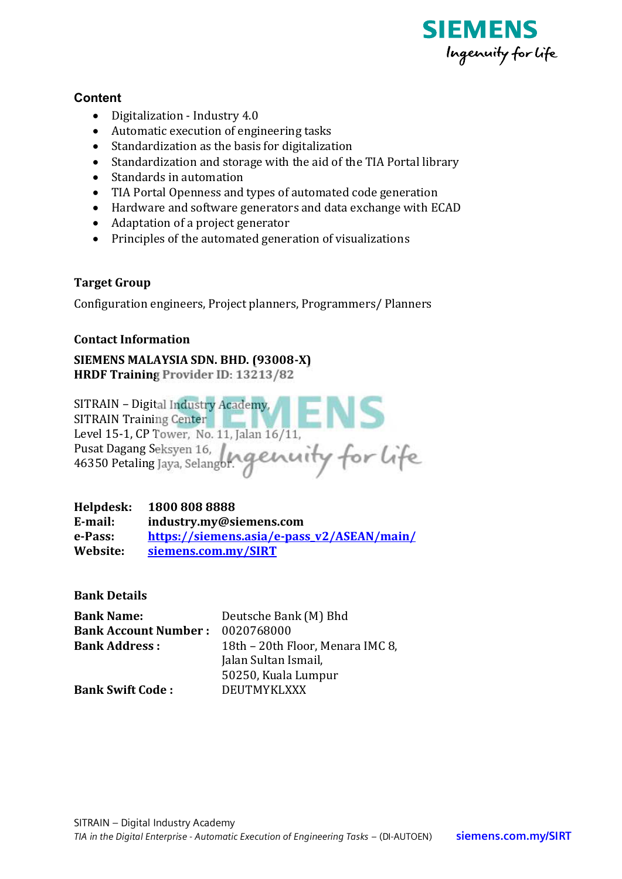### Content

- Digitalization - Industry 4.0
- Automatic execution of engineering tasks
- Standardization as the basis for digitalization
- Standardization and storage with the aid of the TIA Portal library
- Standards in automation
- TIA Portal Openness and types of automated code generation
- Hardware and software generators and data exchange with ECAD
- Adaptation of a project generator
- Principles of the automated generation of visualizations

### Target Group

Configuration engineers, Project planners, Programmers/ Planners

### Contact Information

**SIEMENS MALAYSIA SDN. BHD. (93008-X)**
**HRDF Training Provider ID: 13213/82**

SITRAIN – Digital Industry Academy,
SITRAIN Training Center
Level 15-1, CP Tower, No. 11, Jalan 16/11,
Pusat Dagang Seksyen 16,
46350 Petaling Jaya, Selangor.

**Helpdesk:** **1800 808 8888**
**E-mail:** **industry.my@siemens.com**
**e-Pass:** **https://siemens.asia/e-pass_v2/ASEAN/main/**
**Website:** **siemens.com.my/SIRT**

### Bank Details

**Bank Name:** Deutsche Bank (M) Bhd
**Bank Account Number :** 0020768000
**Bank Address :** 18th – 20th Floor, Menara IMC 8,
Jalan Sultan Ismail,
50250, Kuala Lumpur
**Bank Swift Code :** DEUTMYKLXXX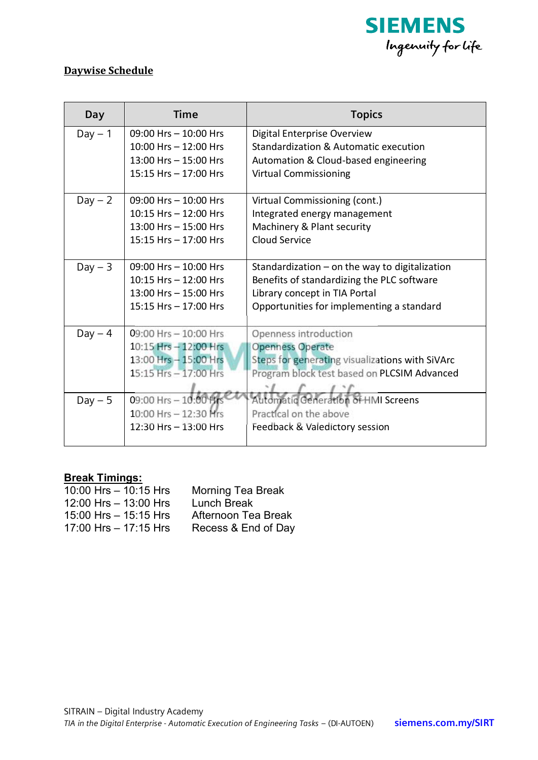## Daywise Schedule

| Day | Time | Topics |
| --- | --- | --- |
| Day – 1 | 09:00 Hrs – 10:00 Hrs<br>10:00 Hrs – 12:00 Hrs<br>13:00 Hrs – 15:00 Hrs<br>15:15 Hrs – 17:00 Hrs | Digital Enterprise Overview<br>Standardization & Automatic execution<br>Automation & Cloud-based engineering<br>Virtual Commissioning |
| Day – 2 | 09:00 Hrs – 10:00 Hrs<br>10:15 Hrs – 12:00 Hrs<br>13:00 Hrs – 15:00 Hrs<br>15:15 Hrs – 17:00 Hrs | Virtual Commissioning (cont.)<br>Integrated energy management<br>Machinery & Plant security<br>Cloud Service |
| Day – 3 | 09:00 Hrs – 10:00 Hrs<br>10:15 Hrs – 12:00 Hrs<br>13:00 Hrs – 15:00 Hrs<br>15:15 Hrs – 17:00 Hrs | Standardization – on the way to digitalization<br>Benefits of standardizing the PLC software<br>Library concept in TIA Portal<br>Opportunities for implementing a standard |
| Day – 4 | 09:00 Hrs – 10:00 Hrs<br>10:15 Hrs – 12:00 Hrs<br>13:00 Hrs – 15:00 Hrs<br>15:15 Hrs – 17:00 Hrs | Openness introduction<br>Openness Operate<br>Steps for generating visualizations with SiVArc<br>Program block test based on PLCSIM Advanced |
| Day – 5 | 09:00 Hrs – 10:00 Hrs<br>10:00 Hrs – 12:30 Hrs<br>12:30 Hrs – 13:00 Hrs | Automatic Generation of HMI Screens<br>Practical on the above<br>Feedback & Valedictory session |

**Break Timings:**

| | |
| --- | --- |
| 10:00 Hrs – 10:15 Hrs | Morning Tea Break |
| 12:00 Hrs – 13:00 Hrs | Lunch Break |
| 15:00 Hrs – 15:15 Hrs | Afternoon Tea Break |
| 17:00 Hrs – 17:15 Hrs | Recess & End of Day |